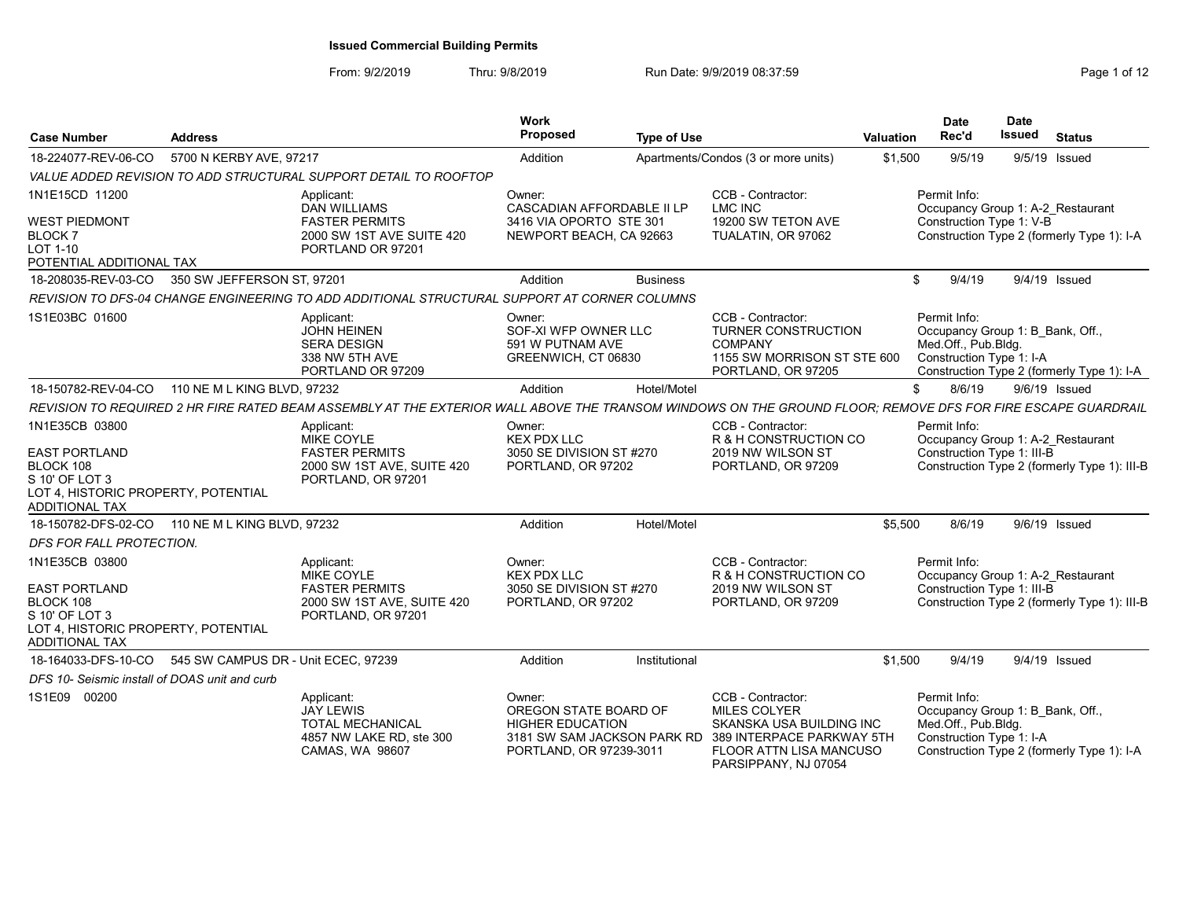# Issued Commercial Building Permits

From: 9/2/2019 Thru: 9/8/2019 Run Date: 9/9/2019 08:37:59

| Case Number | Address | Work Proposed | Type of Use | Valuation | Date Rec'd | Date Issued | Status |
|---|---|---|---|---|---|---|---|
| 18-224077-REV-06-CO | 5700 N KERBY AVE, 97217 | Addition | Apartments/Condos (3 or more units) | $1,500 | 9/5/19 | 9/5/19 | Issued |
| 18-208035-REV-03-CO | 350 SW JEFFERSON ST, 97201 | Addition | Business | $ | 9/4/19 | 9/4/19 | Issued |
| 18-150782-REV-04-CO | 110 NE M L KING BLVD, 97232 | Addition | Hotel/Motel | $ | 8/6/19 | 9/6/19 | Issued |
| 18-150782-DFS-02-CO | 110 NE M L KING BLVD, 97232 | Addition | Hotel/Motel | $5,500 | 8/6/19 | 9/6/19 | Issued |
| 18-164033-DFS-10-CO | 545 SW CAMPUS DR - Unit ECEC, 97239 | Addition | Institutional | $1,500 | 9/4/19 | 9/4/19 | Issued |

## 18-224077-REV-06-CO — 5700 N KERBY AVE, 97217

*VALUE ADDED REVISION TO ADD STRUCTURAL SUPPORT DETAIL TO ROOFTOP*

1N1E15CD 11200
WEST PIEDMONT
BLOCK 7
LOT 1-10
POTENTIAL ADDITIONAL TAX

**Applicant:**
DAN WILLIAMS
FASTER PERMITS
2000 SW 1ST AVE SUITE 420
PORTLAND OR 97201

**Owner:**
CASCADIAN AFFORDABLE II LP
3416 VIA OPORTO STE 301
NEWPORT BEACH, CA 92663

**CCB - Contractor:**
LMC INC
19200 SW TETON AVE
TUALATIN, OR 97062

**Permit Info:**
Occupancy Group 1: A-2_Restaurant
Construction Type 1: V-B
Construction Type 2 (formerly Type 1): I-A

## 18-208035-REV-03-CO — 350 SW JEFFERSON ST, 97201

*REVISION TO DFS-04 CHANGE ENGINEERING TO ADD ADDITIONAL STRUCTURAL SUPPORT AT CORNER COLUMNS*

1S1E03BC 01600

**Applicant:**
JOHN HEINEN
SERA DESIGN
338 NW 5TH AVE
PORTLAND OR 97209

**Owner:**
SOF-XI WFP OWNER LLC
591 W PUTNAM AVE
GREENWICH, CT 06830

**CCB - Contractor:**
TURNER CONSTRUCTION COMPANY
1155 SW MORRISON ST STE 600
PORTLAND, OR 97205

**Permit Info:**
Occupancy Group 1: B_Bank, Off., Med.Off., Pub.Bldg.
Construction Type 1: I-A
Construction Type 2 (formerly Type 1): I-A

## 18-150782-REV-04-CO — 110 NE M L KING BLVD, 97232

*REVISION TO REQUIRED 2 HR FIRE RATED BEAM ASSEMBLY AT THE EXTERIOR WALL ABOVE THE TRANSOM WINDOWS ON THE GROUND FLOOR; REMOVE DFS FOR FIRE ESCAPE GUARDRAIL*

1N1E35CB 03800
EAST PORTLAND
BLOCK 108
S 10' OF LOT 3
LOT 4, HISTORIC PROPERTY, POTENTIAL ADDITIONAL TAX

**Applicant:**
MIKE COYLE
FASTER PERMITS
2000 SW 1ST AVE, SUITE 420
PORTLAND, OR 97201

**Owner:**
KEX PDX LLC
3050 SE DIVISION ST #270
PORTLAND, OR 97202

**CCB - Contractor:**
R & H CONSTRUCTION CO
2019 NW WILSON ST
PORTLAND, OR 97209

**Permit Info:**
Occupancy Group 1: A-2_Restaurant
Construction Type 1: III-B
Construction Type 2 (formerly Type 1): III-B

## 18-150782-DFS-02-CO — 110 NE M L KING BLVD, 97232

*DFS FOR FALL PROTECTION.*

1N1E35CB 03800
EAST PORTLAND
BLOCK 108
S 10' OF LOT 3
LOT 4, HISTORIC PROPERTY, POTENTIAL ADDITIONAL TAX

**Applicant:**
MIKE COYLE
FASTER PERMITS
2000 SW 1ST AVE, SUITE 420
PORTLAND, OR 97201

**Owner:**
KEX PDX LLC
3050 SE DIVISION ST #270
PORTLAND, OR 97202

**CCB - Contractor:**
R & H CONSTRUCTION CO
2019 NW WILSON ST
PORTLAND, OR 97209

**Permit Info:**
Occupancy Group 1: A-2_Restaurant
Construction Type 1: III-B
Construction Type 2 (formerly Type 1): III-B

## 18-164033-DFS-10-CO — 545 SW CAMPUS DR - Unit ECEC, 97239

*DFS 10- Seismic install of DOAS unit and curb*

1S1E09 00200

**Applicant:**
JAY LEWIS
TOTAL MECHANICAL
4857 NW LAKE RD, ste 300
CAMAS, WA 98607

**Owner:**
OREGON STATE BOARD OF HIGHER EDUCATION
3181 SW SAM JACKSON PARK RD
PORTLAND, OR 97239-3011

**CCB - Contractor:**
MILES COLYER
SKANSKA USA BUILDING INC
389 INTERPACE PARKWAY 5TH FLOOR ATTN LISA MANCUSO
PARSIPPANY, NJ 07054

**Permit Info:**
Occupancy Group 1: B_Bank, Off., Med.Off., Pub.Bldg.
Construction Type 1: I-A
Construction Type 2 (formerly Type 1): I-A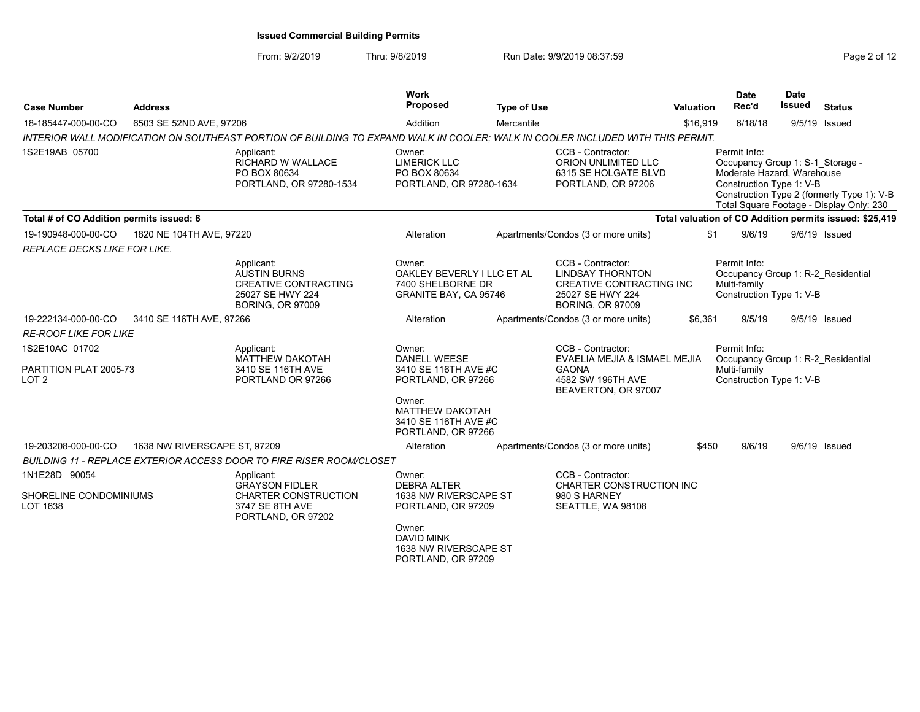**Issued Commercial Building Permits**

From: 9/2/2019 Thru: 9/8/2019 Run Date: 9/9/2019 08:37:59

| Case Number | Address | Work Proposed | Type of Use | Valuation | Date Rec'd | Date Issued | Status |
|---|---|---|---|---|---|---|---|
| 18-185447-000-00-CO | 6503 SE 52ND AVE, 97206 | Addition | Mercantile | $16,919 | 6/18/18 | 9/5/19 | Issued |

*INTERIOR WALL MODIFICATION ON SOUTHEAST PORTION OF BUILDING TO EXPAND WALK IN COOLER; WALK IN COOLER INCLUDED WITH THIS PERMIT.*

1S2E19AB 05700

- Applicant: RICHARD W WALLACE, PO BOX 80634, PORTLAND, OR 97280-1534
- Owner: LIMERICK LLC, PO BOX 80634, PORTLAND, OR 97280-1634
- CCB - Contractor: ORION UNLIMITED LLC, 6315 SE HOLGATE BLVD, PORTLAND, OR 97206
- Permit Info: Occupancy Group 1: S-1_Storage - Moderate Hazard, Warehouse; Construction Type 1: V-B; Construction Type 2 (formerly Type 1): V-B; Total Square Footage - Display Only: 230

**Total # of CO Addition permits issued: 6** — **Total valuation of CO Addition permits issued: $25,419**

| Case Number | Address | Work Proposed | Type of Use | Valuation | Date Rec'd | Date Issued | Status |
|---|---|---|---|---|---|---|---|
| 19-190948-000-00-CO | 1820 NE 104TH AVE, 97220 | Alteration | Apartments/Condos (3 or more units) | $1 | 9/6/19 | 9/6/19 | Issued |

*REPLACE DECKS LIKE FOR LIKE.*

- Applicant: AUSTIN BURNS, CREATIVE CONTRACTING, 25027 SE HWY 224, BORING, OR 97009
- Owner: OAKLEY BEVERLY I LLC ET AL, 7400 SHELBORNE DR, GRANITE BAY, CA 95746
- CCB - Contractor: LINDSAY THORNTON, CREATIVE CONTRACTING INC, 25027 SE HWY 224, BORING, OR 97009
- Permit Info: Occupancy Group 1: R-2_Residential Multi-family; Construction Type 1: V-B

| Case Number | Address | Work Proposed | Type of Use | Valuation | Date Rec'd | Date Issued | Status |
|---|---|---|---|---|---|---|---|
| 19-222134-000-00-CO | 3410 SE 116TH AVE, 97266 | Alteration | Apartments/Condos (3 or more units) | $6,361 | 9/5/19 | 9/5/19 | Issued |

*RE-ROOF LIKE FOR LIKE*

1S2E10AC 01702

PARTITION PLAT 2005-73
LOT 2

- Applicant: MATTHEW DAKOTAH, 3410 SE 116TH AVE, PORTLAND OR 97266
- Owner: DANELL WEESE, 3410 SE 116TH AVE #C, PORTLAND, OR 97266
- Owner: MATTHEW DAKOTAH, 3410 SE 116TH AVE #C, PORTLAND, OR 97266
- CCB - Contractor: EVAELIA MEJIA & ISMAEL MEJIA GAONA, 4582 SW 196TH AVE, BEAVERTON, OR 97007
- Permit Info: Occupancy Group 1: R-2_Residential Multi-family; Construction Type 1: V-B

| Case Number | Address | Work Proposed | Type of Use | Valuation | Date Rec'd | Date Issued | Status |
|---|---|---|---|---|---|---|---|
| 19-203208-000-00-CO | 1638 NW RIVERSCAPE ST, 97209 | Alteration | Apartments/Condos (3 or more units) | $450 | 9/6/19 | 9/6/19 | Issued |

*BUILDING 11 - REPLACE EXTERIOR ACCESS DOOR TO FIRE RISER ROOM/CLOSET*

1N1E28D 90054

SHORELINE CONDOMINIUMS
LOT 1638

- Applicant: GRAYSON FIDLER, CHARTER CONSTRUCTION, 3747 SE 8TH AVE, PORTLAND, OR 97202
- Owner: DEBRA ALTER, 1638 NW RIVERSCAPE ST, PORTLAND, OR 97209
- Owner: DAVID MINK, 1638 NW RIVERSCAPE ST, PORTLAND, OR 97209
- CCB - Contractor: CHARTER CONSTRUCTION INC, 980 S HARNEY, SEATTLE, WA 98108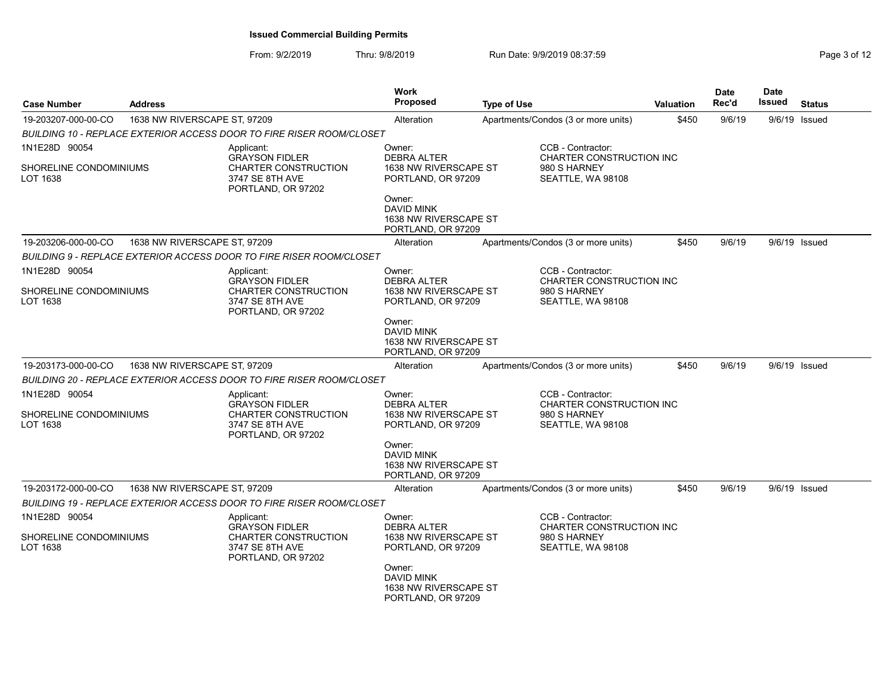**Issued Commercial Building Permits**

From: 9/2/2019 Thru: 9/8/2019 Run Date: 9/9/2019 08:37:59

| Case Number | Address | Work Proposed | Type of Use | Valuation | Date Rec'd | Date Issued | Status |
|---|---|---|---|---|---|---|---|
| 19-203207-000-00-CO | 1638 NW RIVERSCAPE ST, 97209 | Alteration | Apartments/Condos (3 or more units) | $450 | 9/6/19 | 9/6/19 | Issued |

*BUILDING 10 - REPLACE EXTERIOR ACCESS DOOR TO FIRE RISER ROOM/CLOSET*

1N1E28D 90054

SHORELINE CONDOMINIUMS
LOT 1638

Applicant:
GRAYSON FIDLER
CHARTER CONSTRUCTION
3747 SE 8TH AVE
PORTLAND, OR 97202

Owner:
DEBRA ALTER
1638 NW RIVERSCAPE ST
PORTLAND, OR 97209

Owner:
DAVID MINK
1638 NW RIVERSCAPE ST
PORTLAND, OR 97209

CCB - Contractor:
CHARTER CONSTRUCTION INC
980 S HARNEY
SEATTLE, WA 98108

| Case Number | Address | Work Proposed | Type of Use | Valuation | Date Rec'd | Date Issued | Status |
|---|---|---|---|---|---|---|---|
| 19-203206-000-00-CO | 1638 NW RIVERSCAPE ST, 97209 | Alteration | Apartments/Condos (3 or more units) | $450 | 9/6/19 | 9/6/19 | Issued |

*BUILDING 9 - REPLACE EXTERIOR ACCESS DOOR TO FIRE RISER ROOM/CLOSET*

1N1E28D 90054

SHORELINE CONDOMINIUMS
LOT 1638

Applicant:
GRAYSON FIDLER
CHARTER CONSTRUCTION
3747 SE 8TH AVE
PORTLAND, OR 97202

Owner:
DEBRA ALTER
1638 NW RIVERSCAPE ST
PORTLAND, OR 97209

Owner:
DAVID MINK
1638 NW RIVERSCAPE ST
PORTLAND, OR 97209

CCB - Contractor:
CHARTER CONSTRUCTION INC
980 S HARNEY
SEATTLE, WA 98108

| Case Number | Address | Work Proposed | Type of Use | Valuation | Date Rec'd | Date Issued | Status |
|---|---|---|---|---|---|---|---|
| 19-203173-000-00-CO | 1638 NW RIVERSCAPE ST, 97209 | Alteration | Apartments/Condos (3 or more units) | $450 | 9/6/19 | 9/6/19 | Issued |

*BUILDING 20 - REPLACE EXTERIOR ACCESS DOOR TO FIRE RISER ROOM/CLOSET*

1N1E28D 90054

SHORELINE CONDOMINIUMS
LOT 1638

Applicant:
GRAYSON FIDLER
CHARTER CONSTRUCTION
3747 SE 8TH AVE
PORTLAND, OR 97202

Owner:
DEBRA ALTER
1638 NW RIVERSCAPE ST
PORTLAND, OR 97209

Owner:
DAVID MINK
1638 NW RIVERSCAPE ST
PORTLAND, OR 97209

CCB - Contractor:
CHARTER CONSTRUCTION INC
980 S HARNEY
SEATTLE, WA 98108

| Case Number | Address | Work Proposed | Type of Use | Valuation | Date Rec'd | Date Issued | Status |
|---|---|---|---|---|---|---|---|
| 19-203172-000-00-CO | 1638 NW RIVERSCAPE ST, 97209 | Alteration | Apartments/Condos (3 or more units) | $450 | 9/6/19 | 9/6/19 | Issued |

*BUILDING 19 - REPLACE EXTERIOR ACCESS DOOR TO FIRE RISER ROOM/CLOSET*

1N1E28D 90054

SHORELINE CONDOMINIUMS
LOT 1638

Applicant:
GRAYSON FIDLER
CHARTER CONSTRUCTION
3747 SE 8TH AVE
PORTLAND, OR 97202

Owner:
DEBRA ALTER
1638 NW RIVERSCAPE ST
PORTLAND, OR 97209

Owner:
DAVID MINK
1638 NW RIVERSCAPE ST
PORTLAND, OR 97209

CCB - Contractor:
CHARTER CONSTRUCTION INC
980 S HARNEY
SEATTLE, WA 98108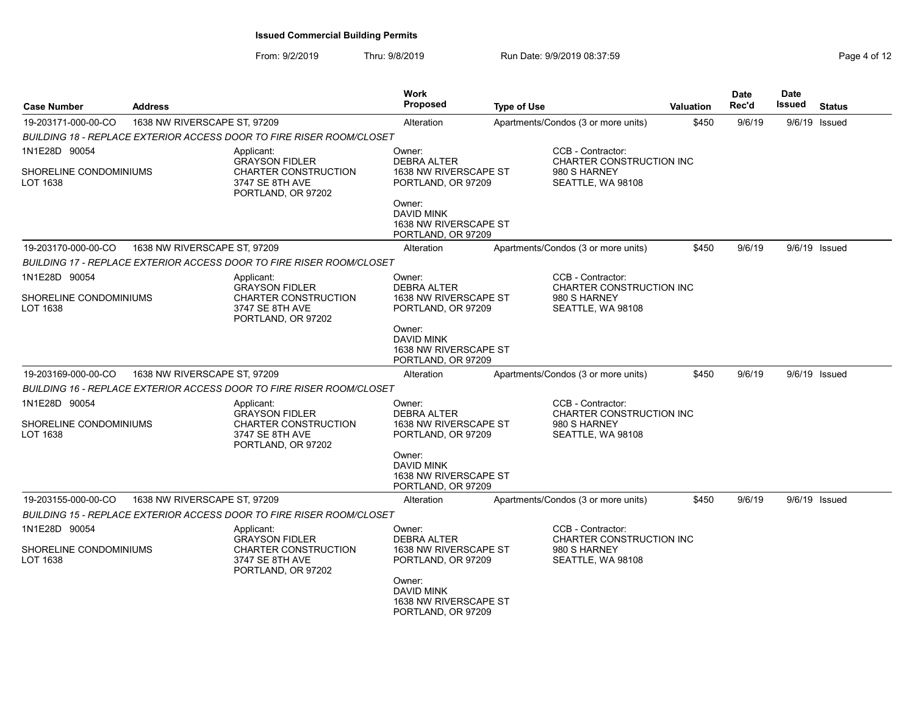**Issued Commercial Building Permits**

From: 9/2/2019 Thru: 9/8/2019 Run Date: 9/9/2019 08:37:59

| Case Number | Address | Work Proposed | Type of Use | Valuation | Date Rec'd | Date Issued | Status |
|---|---|---|---|---|---|---|---|
| 19-203171-000-00-CO | 1638 NW RIVERSCAPE ST, 97209 | Alteration | Apartments/Condos (3 or more units) | $450 | 9/6/19 | 9/6/19 | Issued |

*BUILDING 18 - REPLACE EXTERIOR ACCESS DOOR TO FIRE RISER ROOM/CLOSET*

1N1E28D 90054
SHORELINE CONDOMINIUMS
LOT 1638

Applicant:
GRAYSON FIDLER
CHARTER CONSTRUCTION
3747 SE 8TH AVE
PORTLAND, OR 97202

Owner:
DEBRA ALTER
1638 NW RIVERSCAPE ST
PORTLAND, OR 97209

Owner:
DAVID MINK
1638 NW RIVERSCAPE ST
PORTLAND, OR 97209

CCB - Contractor:
CHARTER CONSTRUCTION INC
980 S HARNEY
SEATTLE, WA 98108

---

| Case Number | Address | Work Proposed | Type of Use | Valuation | Date Rec'd | Date Issued | Status |
|---|---|---|---|---|---|---|---|
| 19-203170-000-00-CO | 1638 NW RIVERSCAPE ST, 97209 | Alteration | Apartments/Condos (3 or more units) | $450 | 9/6/19 | 9/6/19 | Issued |

*BUILDING 17 - REPLACE EXTERIOR ACCESS DOOR TO FIRE RISER ROOM/CLOSET*

1N1E28D 90054
SHORELINE CONDOMINIUMS
LOT 1638

Applicant:
GRAYSON FIDLER
CHARTER CONSTRUCTION
3747 SE 8TH AVE
PORTLAND, OR 97202

Owner:
DEBRA ALTER
1638 NW RIVERSCAPE ST
PORTLAND, OR 97209

Owner:
DAVID MINK
1638 NW RIVERSCAPE ST
PORTLAND, OR 97209

CCB - Contractor:
CHARTER CONSTRUCTION INC
980 S HARNEY
SEATTLE, WA 98108

---

| Case Number | Address | Work Proposed | Type of Use | Valuation | Date Rec'd | Date Issued | Status |
|---|---|---|---|---|---|---|---|
| 19-203169-000-00-CO | 1638 NW RIVERSCAPE ST, 97209 | Alteration | Apartments/Condos (3 or more units) | $450 | 9/6/19 | 9/6/19 | Issued |

*BUILDING 16 - REPLACE EXTERIOR ACCESS DOOR TO FIRE RISER ROOM/CLOSET*

1N1E28D 90054
SHORELINE CONDOMINIUMS
LOT 1638

Applicant:
GRAYSON FIDLER
CHARTER CONSTRUCTION
3747 SE 8TH AVE
PORTLAND, OR 97202

Owner:
DEBRA ALTER
1638 NW RIVERSCAPE ST
PORTLAND, OR 97209

Owner:
DAVID MINK
1638 NW RIVERSCAPE ST
PORTLAND, OR 97209

CCB - Contractor:
CHARTER CONSTRUCTION INC
980 S HARNEY
SEATTLE, WA 98108

---

| Case Number | Address | Work Proposed | Type of Use | Valuation | Date Rec'd | Date Issued | Status |
|---|---|---|---|---|---|---|---|
| 19-203155-000-00-CO | 1638 NW RIVERSCAPE ST, 97209 | Alteration | Apartments/Condos (3 or more units) | $450 | 9/6/19 | 9/6/19 | Issued |

*BUILDING 15 - REPLACE EXTERIOR ACCESS DOOR TO FIRE RISER ROOM/CLOSET*

1N1E28D 90054
SHORELINE CONDOMINIUMS
LOT 1638

Applicant:
GRAYSON FIDLER
CHARTER CONSTRUCTION
3747 SE 8TH AVE
PORTLAND, OR 97202

Owner:
DEBRA ALTER
1638 NW RIVERSCAPE ST
PORTLAND, OR 97209

Owner:
DAVID MINK
1638 NW RIVERSCAPE ST
PORTLAND, OR 97209

CCB - Contractor:
CHARTER CONSTRUCTION INC
980 S HARNEY
SEATTLE, WA 98108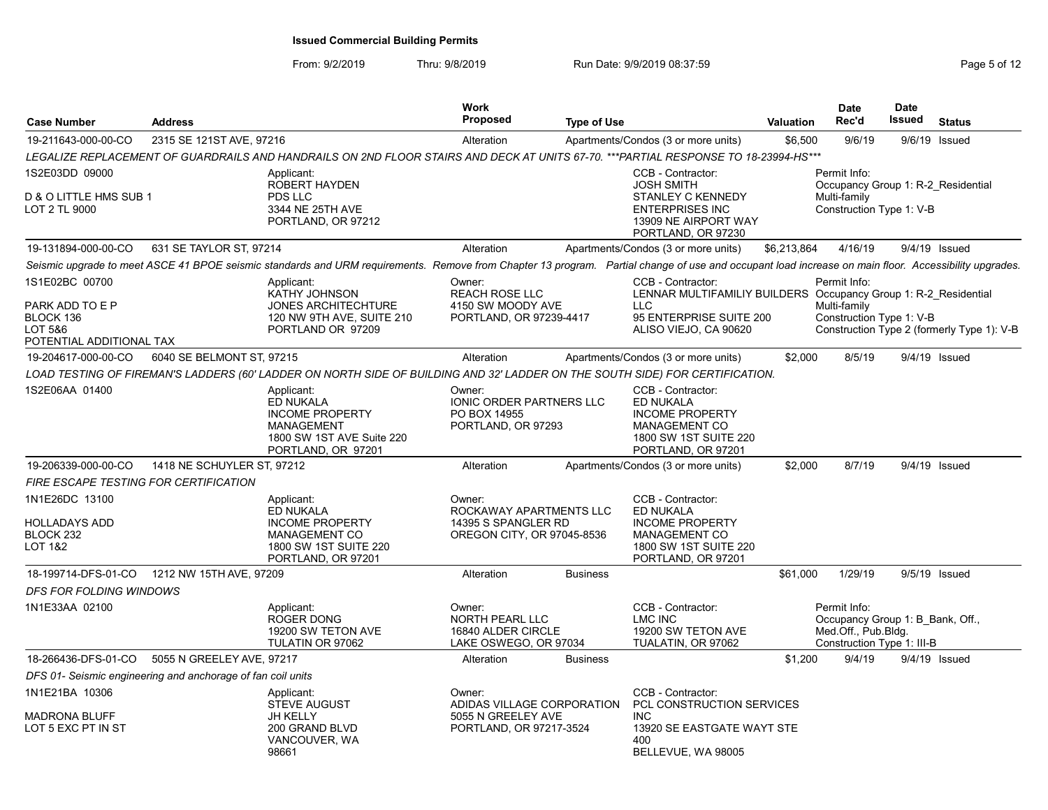## Issued Commercial Building Permits

From: 9/2/2019 Thru: 9/8/2019 Run Date: 9/9/2019 08:37:59

| Case Number | Address | Work Proposed | Type of Use | Valuation | Date Rec'd | Date Issued | Status |
|---|---|---|---|---|---|---|---|
| 19-211643-000-00-CO | 2315 SE 121ST AVE, 97216 | Alteration | Apartments/Condos (3 or more units) | $6,500 | 9/6/19 | 9/6/19 | Issued |
| 19-131894-000-00-CO | 631 SE TAYLOR ST, 97214 | Alteration | Apartments/Condos (3 or more units) | $6,213,864 | 4/16/19 | 9/4/19 | Issued |
| 19-204617-000-00-CO | 6040 SE BELMONT ST, 97215 | Alteration | Apartments/Condos (3 or more units) | $2,000 | 8/5/19 | 9/4/19 | Issued |
| 19-206339-000-00-CO | 1418 NE SCHUYLER ST, 97212 | Alteration | Apartments/Condos (3 or more units) | $2,000 | 8/7/19 | 9/4/19 | Issued |
| 18-199714-DFS-01-CO | 1212 NW 15TH AVE, 97209 | Alteration | Business | $61,000 | 1/29/19 | 9/5/19 | Issued |
| 18-266436-DFS-01-CO | 5055 N GREELEY AVE, 97217 | Alteration | Business | $1,200 | 9/4/19 | 9/4/19 | Issued |

### 19-211643-000-00-CO — 2315 SE 121ST AVE, 97216

*LEGALIZE REPLACEMENT OF GUARDRAILS AND HANDRAILS ON 2ND FLOOR STAIRS AND DECK AT UNITS 67-70. ***PARTIAL RESPONSE TO 18-23994-HS****

1S2E03DD 09000

D & O LITTLE HMS SUB 1
LOT 2 TL 9000

Applicant:
ROBERT HAYDEN
PDS LLC
3344 NE 25TH AVE
PORTLAND, OR 97212

CCB - Contractor:
JOSH SMITH
STANLEY C KENNEDY ENTERPRISES INC
13909 NE AIRPORT WAY
PORTLAND, OR 97230

Permit Info:
Occupancy Group 1: R-2_Residential Multi-family
Construction Type 1: V-B

### 19-131894-000-00-CO — 631 SE TAYLOR ST, 97214

*Seismic upgrade to meet ASCE 41 BPOE seismic standards and URM requirements. Remove from Chapter 13 program. Partial change of use and occupant load increase on main floor. Accessibility upgrades.*

1S1E02BC 00700

PARK ADD TO E P
BLOCK 136
LOT 5&6
POTENTIAL ADDITIONAL TAX

Applicant:
KATHY JOHNSON
JONES ARCHITECHTURE
120 NW 9TH AVE, SUITE 210
PORTLAND OR 97209

Owner:
REACH ROSE LLC
4150 SW MOODY AVE
PORTLAND, OR 97239-4417

CCB - Contractor:
LENNAR MULTIFAMILIY BUILDERS LLC
95 ENTERPRISE SUITE 200
ALISO VIEJO, CA 90620

Permit Info:
Occupancy Group 1: R-2_Residential Multi-family
Construction Type 1: V-B
Construction Type 2 (formerly Type 1): V-B

### 19-204617-000-00-CO — 6040 SE BELMONT ST, 97215

*LOAD TESTING OF FIREMAN'S LADDERS (60' LADDER ON NORTH SIDE OF BUILDING AND 32' LADDER ON THE SOUTH SIDE) FOR CERTIFICATION.*

1S2E06AA 01400

Applicant:
ED NUKALA
INCOME PROPERTY MANAGEMENT
1800 SW 1ST AVE Suite 220
PORTLAND, OR 97201

Owner:
IONIC ORDER PARTNERS LLC
PO BOX 14955
PORTLAND, OR 97293

CCB - Contractor:
ED NUKALA
INCOME PROPERTY MANAGEMENT CO
1800 SW 1ST SUITE 220
PORTLAND, OR 97201

### 19-206339-000-00-CO — 1418 NE SCHUYLER ST, 97212

*FIRE ESCAPE TESTING FOR CERTIFICATION*

1N1E26DC 13100

HOLLADAYS ADD
BLOCK 232
LOT 1&2

Applicant:
ED NUKALA
INCOME PROPERTY MANAGEMENT
1800 SW 1ST SUITE 220
PORTLAND, OR 97201

Owner:
ROCKAWAY APARTMENTS LLC
14395 S SPANGLER RD
OREGON CITY, OR 97045-8536

CCB - Contractor:
ED NUKALA
INCOME PROPERTY MANAGEMENT CO
1800 SW 1ST SUITE 220
PORTLAND, OR 97201

### 18-199714-DFS-01-CO — 1212 NW 15TH AVE, 97209

*DFS FOR FOLDING WINDOWS*

1N1E33AA 02100

Applicant:
ROGER DONG
19200 SW TETON AVE
TULATIN OR 97062

Owner:
NORTH PEARL LLC
16840 ALDER CIRCLE
LAKE OSWEGO, OR 97034

CCB - Contractor:
LMC INC
19200 SW TETON AVE
TUALATIN, OR 97062

Permit Info:
Occupancy Group 1: B_Bank, Off., Med.Off., Pub.Bldg.
Construction Type 1: III-B

### 18-266436-DFS-01-CO — 5055 N GREELEY AVE, 97217

*DFS 01- Seismic engineering and anchorage of fan coil units*

1N1E21BA 10306

MADRONA BLUFF
LOT 5 EXC PT IN ST

Applicant:
STEVE AUGUST
JH KELLY
200 GRAND BLVD
VANCOUVER, WA 98661

Owner:
ADIDAS VILLAGE CORPORATION
5055 N GREELEY AVE
PORTLAND, OR 97217-3524

CCB - Contractor:
PCL CONSTRUCTION SERVICES INC
13920 SE EASTGATE WAYT STE 400
BELLEVUE, WA 98005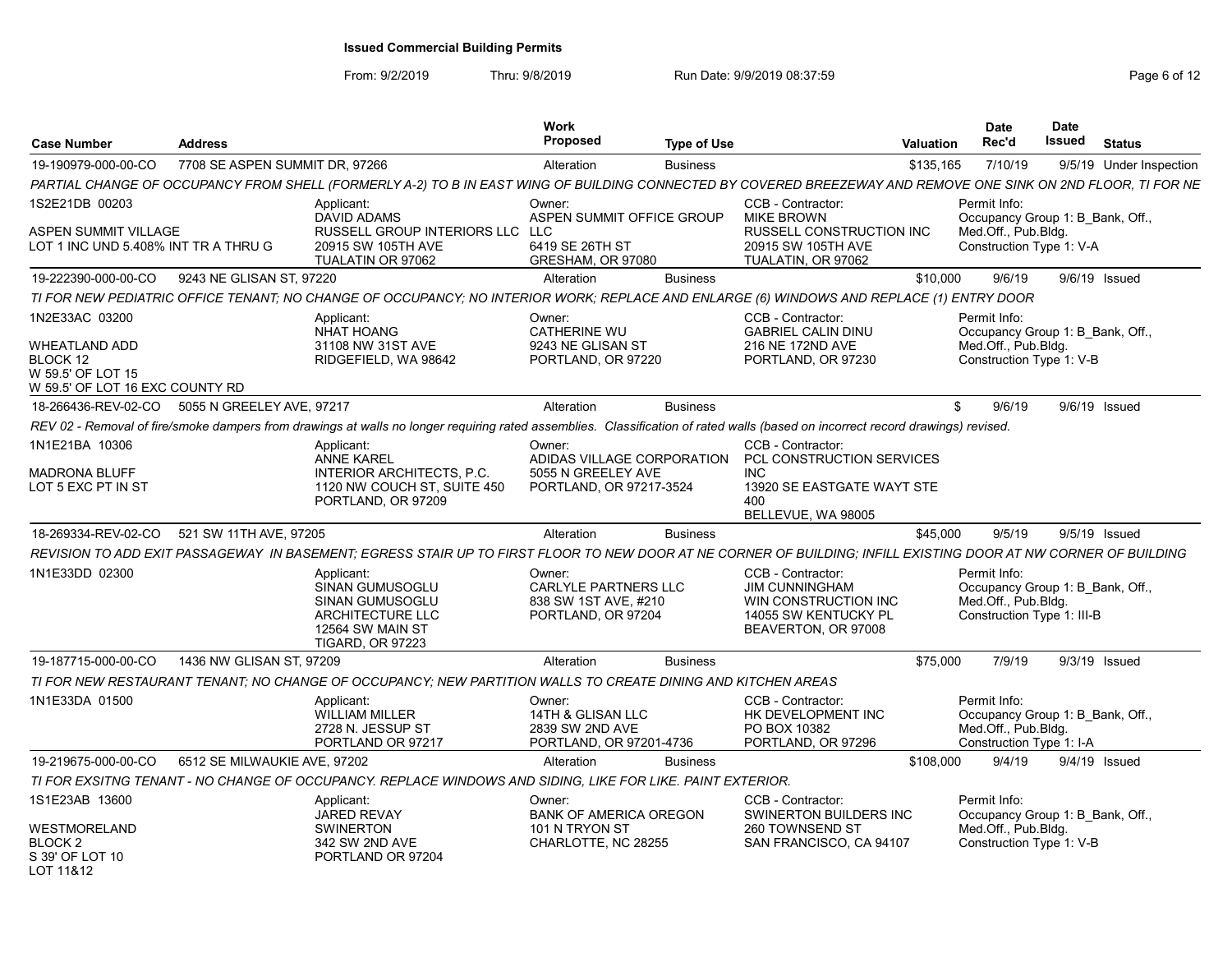**Issued Commercial Building Permits**

From: 9/2/2019 Thru: 9/8/2019 Run Date: 9/9/2019 08:37:59

| Case Number | Address | Work Proposed | Type of Use | Valuation | Date Rec'd | Date Issued | Status |
|---|---|---|---|---|---|---|---|
| 19-190979-000-00-CO | 7708 SE ASPEN SUMMIT DR, 97266 | Alteration | Business | $135,165 | 7/10/19 | 9/5/19 | Under Inspection |

*PARTIAL CHANGE OF OCCUPANCY FROM SHELL (FORMERLY A-2) TO B IN EAST WING OF BUILDING CONNECTED BY COVERED BREEZEWAY AND REMOVE ONE SINK ON 2ND FLOOR, TI FOR NE*

1S2E21DB 00203
ASPEN SUMMIT VILLAGE
LOT 1 INC UND 5.408% INT TR A THRU G

Applicant: DAVID ADAMS, RUSSELL GROUP INTERIORS LLC, 20915 SW 105TH AVE, TUALATIN OR 97062

Owner: ASPEN SUMMIT OFFICE GROUP LLC, 6419 SE 26TH ST, GRESHAM, OR 97080

CCB - Contractor: MIKE BROWN, RUSSELL CONSTRUCTION INC, 20915 SW 105TH AVE, TUALATIN, OR 97062

Permit Info: Occupancy Group 1: B_Bank, Off., Med.Off., Pub.Bldg. Construction Type 1: V-A

---

| Case Number | Address | Work Proposed | Type of Use | Valuation | Date Rec'd | Date Issued | Status |
|---|---|---|---|---|---|---|---|
| 19-222390-000-00-CO | 9243 NE GLISAN ST, 97220 | Alteration | Business | $10,000 | 9/6/19 | 9/6/19 | Issued |

*TI FOR NEW PEDIATRIC OFFICE TENANT; NO CHANGE OF OCCUPANCY; NO INTERIOR WORK; REPLACE AND ENLARGE (6) WINDOWS AND REPLACE (1) ENTRY DOOR*

1N2E33AC 03200
WHEATLAND ADD
BLOCK 12
W 59.5' OF LOT 15
W 59.5' OF LOT 16 EXC COUNTY RD

Applicant: NHAT HOANG, 31108 NW 31ST AVE, RIDGEFIELD, WA 98642

Owner: CATHERINE WU, 9243 NE GLISAN ST, PORTLAND, OR 97220

CCB - Contractor: GABRIEL CALIN DINU, 216 NE 172ND AVE, PORTLAND, OR 97230

Permit Info: Occupancy Group 1: B_Bank, Off., Med.Off., Pub.Bldg. Construction Type 1: V-B

---

| Case Number | Address | Work Proposed | Type of Use | Valuation | Date Rec'd | Date Issued | Status |
|---|---|---|---|---|---|---|---|
| 18-266436-REV-02-CO | 5055 N GREELEY AVE, 97217 | Alteration | Business | $ | 9/6/19 | 9/6/19 | Issued |

*REV 02 - Removal of fire/smoke dampers from drawings at walls no longer requiring rated assemblies. Classification of rated walls (based on incorrect record drawings) revised.*

1N1E21BA 10306
MADRONA BLUFF
LOT 5 EXC PT IN ST

Applicant: ANNE KAREL, INTERIOR ARCHITECTS, P.C., 1120 NW COUCH ST, SUITE 450, PORTLAND, OR 97209

Owner: ADIDAS VILLAGE CORPORATION, 5055 N GREELEY AVE, PORTLAND, OR 97217-3524

CCB - Contractor: PCL CONSTRUCTION SERVICES INC, 13920 SE EASTGATE WAYT STE 400, BELLEVUE, WA 98005

---

| Case Number | Address | Work Proposed | Type of Use | Valuation | Date Rec'd | Date Issued | Status |
|---|---|---|---|---|---|---|---|
| 18-269334-REV-02-CO | 521 SW 11TH AVE, 97205 | Alteration | Business | $45,000 | 9/5/19 | 9/5/19 | Issued |

*REVISION TO ADD EXIT PASSAGEWAY IN BASEMENT; EGRESS STAIR UP TO FIRST FLOOR TO NEW DOOR AT NE CORNER OF BUILDING; INFILL EXISTING DOOR AT NW CORNER OF BUILDING*

1N1E33DD 02300

Applicant: SINAN GUMUSOGLU, SINAN GUMUSOGLU ARCHITECTURE LLC, 12564 SW MAIN ST, TIGARD, OR 97223

Owner: CARLYLE PARTNERS LLC, 838 SW 1ST AVE, #210, PORTLAND, OR 97204

CCB - Contractor: JIM CUNNINGHAM, WIN CONSTRUCTION INC, 14055 SW KENTUCKY PL, BEAVERTON, OR 97008

Permit Info: Occupancy Group 1: B_Bank, Off., Med.Off., Pub.Bldg. Construction Type 1: III-B

---

| Case Number | Address | Work Proposed | Type of Use | Valuation | Date Rec'd | Date Issued | Status |
|---|---|---|---|---|---|---|---|
| 19-187715-000-00-CO | 1436 NW GLISAN ST, 97209 | Alteration | Business | $75,000 | 7/9/19 | 9/3/19 | Issued |

*TI FOR NEW RESTAURANT TENANT; NO CHANGE OF OCCUPANCY; NEW PARTITION WALLS TO CREATE DINING AND KITCHEN AREAS*

1N1E33DA 01500

Applicant: WILLIAM MILLER, 2728 N. JESSUP ST, PORTLAND OR 97217

Owner: 14TH & GLISAN LLC, 2839 SW 2ND AVE, PORTLAND, OR 97201-4736

CCB - Contractor: HK DEVELOPMENT INC, PO BOX 10382, PORTLAND, OR 97296

Permit Info: Occupancy Group 1: B_Bank, Off., Med.Off., Pub.Bldg. Construction Type 1: I-A

---

| Case Number | Address | Work Proposed | Type of Use | Valuation | Date Rec'd | Date Issued | Status |
|---|---|---|---|---|---|---|---|
| 19-219675-000-00-CO | 6512 SE MILWAUKIE AVE, 97202 | Alteration | Business | $108,000 | 9/4/19 | 9/4/19 | Issued |

*TI FOR EXSITNG TENANT - NO CHANGE OF OCCUPANCY. REPLACE WINDOWS AND SIDING, LIKE FOR LIKE. PAINT EXTERIOR.*

1S1E23AB 13600
WESTMORELAND
BLOCK 2
S 39' OF LOT 10
LOT 11&12

Applicant: JARED REVAY, SWINERTON, 342 SW 2ND AVE, PORTLAND OR 97204

Owner: BANK OF AMERICA OREGON, 101 N TRYON ST, CHARLOTTE, NC 28255

CCB - Contractor: SWINERTON BUILDERS INC, 260 TOWNSEND ST, SAN FRANCISCO, CA 94107

Permit Info: Occupancy Group 1: B_Bank, Off., Med.Off., Pub.Bldg. Construction Type 1: V-B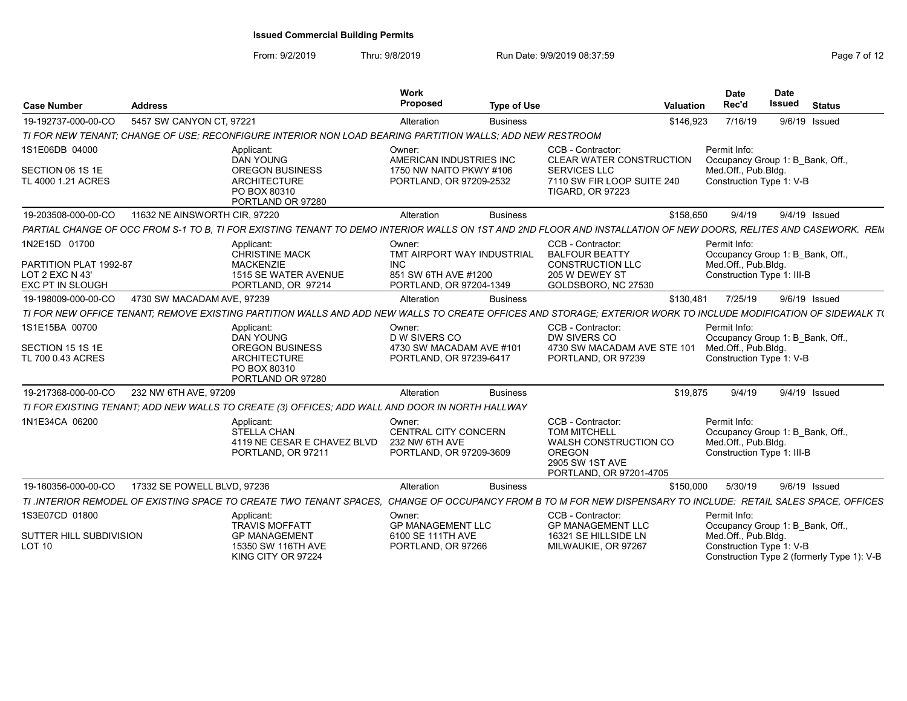**Issued Commercial Building Permits**

From: 9/2/2019 Thru: 9/8/2019 Run Date: 9/9/2019 08:37:59

| Case Number | Address | Work Proposed | Type of Use | Valuation | Date Rec'd | Date Issued | Status |
|---|---|---|---|---|---|---|---|
| 19-192737-000-00-CO | 5457 SW CANYON CT, 97221 | Alteration | Business | $146,923 | 7/16/19 | 9/6/19 | Issued |

*TI FOR NEW TENANT; CHANGE OF USE; RECONFIGURE INTERIOR NON LOAD BEARING PARTITION WALLS; ADD NEW RESTROOM*

| Property | Applicant | Owner | CCB - Contractor | Permit Info |
|---|---|---|---|---|
| 1S1E06DB 04000<br>SECTION 06 1S 1E<br>TL 4000 1.21 ACRES | DAN YOUNG<br>OREGON BUSINESS ARCHITECTURE<br>PO BOX 80310<br>PORTLAND OR 97280 | AMERICAN INDUSTRIES INC<br>1750 NW NAITO PKWY #106<br>PORTLAND, OR 97209-2532 | CLEAR WATER CONSTRUCTION SERVICES LLC<br>7110 SW FIR LOOP SUITE 240<br>TIGARD, OR 97223 | Occupancy Group 1: B_Bank, Off., Med.Off., Pub.Bldg.<br>Construction Type 1: V-B |

| Case Number | Address | Work Proposed | Type of Use | Valuation | Date Rec'd | Date Issued | Status |
|---|---|---|---|---|---|---|---|
| 19-203508-000-00-CO | 11632 NE AINSWORTH CIR, 97220 | Alteration | Business | $158,650 | 9/4/19 | 9/4/19 | Issued |

*PARTIAL CHANGE OF OCC FROM S-1 TO B, TI FOR EXISTING TENANT TO DEMO INTERIOR WALLS ON 1ST AND 2ND FLOOR AND INSTALLATION OF NEW DOORS, RELITES AND CASEWORK. REM*

| Property | Applicant | Owner | CCB - Contractor | Permit Info |
|---|---|---|---|---|
| 1N2E15D 01700<br>PARTITION PLAT 1992-87<br>LOT 2 EXC N 43'<br>EXC PT IN SLOUGH | CHRISTINE MACK<br>MACKENZIE<br>1515 SE WATER AVENUE<br>PORTLAND, OR 97214 | TMT AIRPORT WAY INDUSTRIAL INC<br>851 SW 6TH AVE #1200<br>PORTLAND, OR 97204-1349 | BALFOUR BEATTY CONSTRUCTION LLC<br>205 W DEWEY ST<br>GOLDSBORO, NC 27530 | Occupancy Group 1: B_Bank, Off., Med.Off., Pub.Bldg.<br>Construction Type 1: III-B |

| Case Number | Address | Work Proposed | Type of Use | Valuation | Date Rec'd | Date Issued | Status |
|---|---|---|---|---|---|---|---|
| 19-198009-000-00-CO | 4730 SW MACADAM AVE, 97239 | Alteration | Business | $130,481 | 7/25/19 | 9/6/19 | Issued |

*TI FOR NEW OFFICE TENANT; REMOVE EXISTING PARTITION WALLS AND ADD NEW WALLS TO CREATE OFFICES AND STORAGE; EXTERIOR WORK TO INCLUDE MODIFICATION OF SIDEWALK TO*

| Property | Applicant | Owner | CCB - Contractor | Permit Info |
|---|---|---|---|---|
| 1S1E15BA 00700<br>SECTION 15 1S 1E<br>TL 700 0.43 ACRES | DAN YOUNG<br>OREGON BUSINESS ARCHITECTURE<br>PO BOX 80310<br>PORTLAND OR 97280 | D W SIVERS CO<br>4730 SW MACADAM AVE #101<br>PORTLAND, OR 97239-6417 | DW SIVERS CO<br>4730 SW MACADAM AVE STE 101<br>PORTLAND, OR 97239 | Occupancy Group 1: B_Bank, Off., Med.Off., Pub.Bldg.<br>Construction Type 1: V-B |

| Case Number | Address | Work Proposed | Type of Use | Valuation | Date Rec'd | Date Issued | Status |
|---|---|---|---|---|---|---|---|
| 19-217368-000-00-CO | 232 NW 6TH AVE, 97209 | Alteration | Business | $19,875 | 9/4/19 | 9/4/19 | Issued |

*TI FOR EXISTING TENANT; ADD NEW WALLS TO CREATE (3) OFFICES; ADD WALL AND DOOR IN NORTH HALLWAY*

| Property | Applicant | Owner | CCB - Contractor | Permit Info |
|---|---|---|---|---|
| 1N1E34CA 06200 | STELLA CHAN<br>4119 NE CESAR E CHAVEZ BLVD<br>PORTLAND, OR 97211 | CENTRAL CITY CONCERN<br>232 NW 6TH AVE<br>PORTLAND, OR 97209-3609 | TOM MITCHELL<br>WALSH CONSTRUCTION CO OREGON<br>2905 SW 1ST AVE<br>PORTLAND, OR 97201-4705 | Occupancy Group 1: B_Bank, Off., Med.Off., Pub.Bldg.<br>Construction Type 1: III-B |

| Case Number | Address | Work Proposed | Type of Use | Valuation | Date Rec'd | Date Issued | Status |
|---|---|---|---|---|---|---|---|
| 19-160356-000-00-CO | 17332 SE POWELL BLVD, 97236 | Alteration | Business | $150,000 | 5/30/19 | 9/6/19 | Issued |

*TI .INTERIOR REMODEL OF EXISTING SPACE TO CREATE TWO TENANT SPACES, CHANGE OF OCCUPANCY FROM B TO M FOR NEW DISPENSARY TO INCLUDE: RETAIL SALES SPACE, OFFICES*

| Property | Applicant | Owner | CCB - Contractor | Permit Info |
|---|---|---|---|---|
| 1S3E07CD 01800<br>SUTTER HILL SUBDIVISION<br>LOT 10 | TRAVIS MOFFATT<br>GP MANAGEMENT<br>15350 SW 116TH AVE<br>KING CITY OR 97224 | GP MANAGEMENT LLC<br>6100 SE 111TH AVE<br>PORTLAND, OR 97266 | GP MANAGEMENT LLC<br>16321 SE HILLSIDE LN<br>MILWAUKIE, OR 97267 | Occupancy Group 1: B_Bank, Off., Med.Off., Pub.Bldg.<br>Construction Type 1: V-B<br>Construction Type 2 (formerly Type 1): V-B |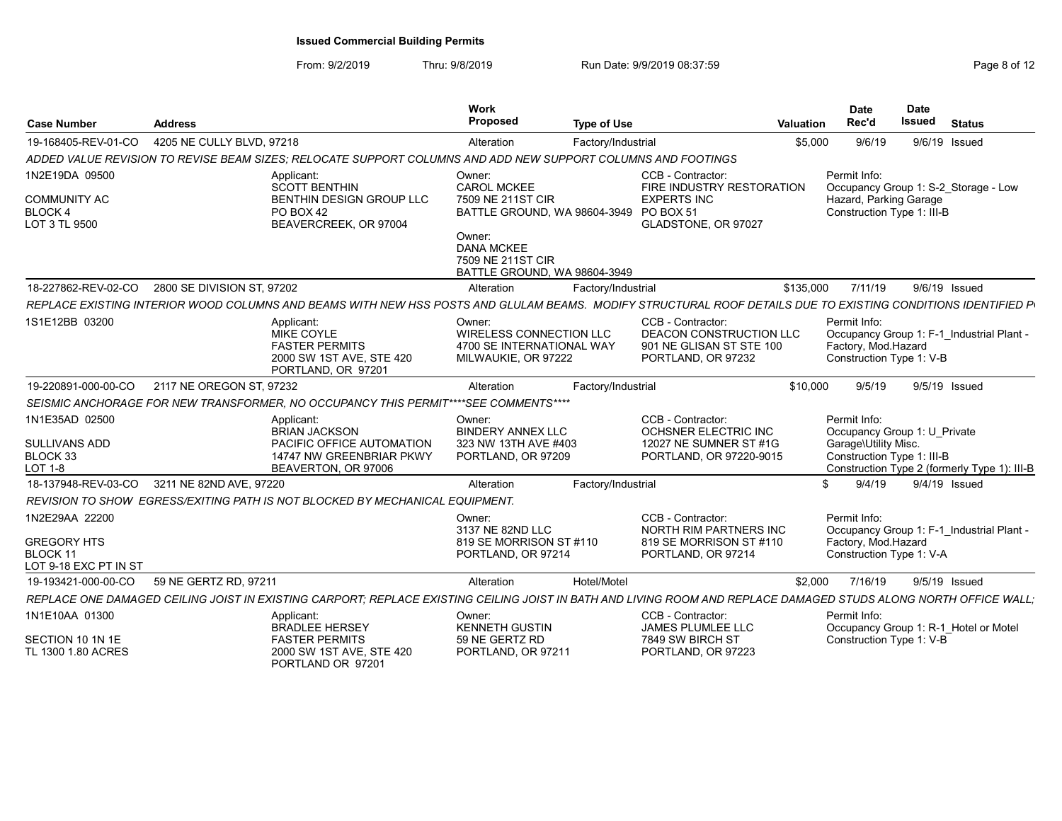**Issued Commercial Building Permits**

From: 9/2/2019 Thru: 9/8/2019 Run Date: 9/9/2019 08:37:59

| Case Number | Address | Work Proposed | Type of Use | Valuation | Date Rec'd | Date Issued | Status |
|---|---|---|---|---|---|---|---|
| 19-168405-REV-01-CO | 4205 NE CULLY BLVD, 97218 | Alteration | Factory/Industrial | $5,000 | 9/6/19 | 9/6/19 | Issued |

*ADDED VALUE REVISION TO REVISE BEAM SIZES; RELOCATE SUPPORT COLUMNS AND ADD NEW SUPPORT COLUMNS AND FOOTINGS*

1N2E19DA 09500
COMMUNITY AC
BLOCK 4
LOT 3 TL 9500

Applicant:
SCOTT BENTHIN
BENTHIN DESIGN GROUP LLC
PO BOX 42
BEAVERCREEK, OR 97004

Owner:
CAROL MCKEE
7509 NE 211ST CIR
BATTLE GROUND, WA 98604-3949

Owner:
DANA MCKEE
7509 NE 211ST CIR
BATTLE GROUND, WA 98604-3949

CCB - Contractor:
FIRE INDUSTRY RESTORATION EXPERTS INC
PO BOX 51
GLADSTONE, OR 97027

Permit Info:
Occupancy Group 1: S-2_Storage - Low Hazard, Parking Garage
Construction Type 1: III-B

| Case Number | Address | Work Proposed | Type of Use | Valuation | Date Rec'd | Date Issued | Status |
|---|---|---|---|---|---|---|---|
| 18-227862-REV-02-CO | 2800 SE DIVISION ST, 97202 | Alteration | Factory/Industrial | $135,000 | 7/11/19 | 9/6/19 | Issued |

*REPLACE EXISTING INTERIOR WOOD COLUMNS AND BEAMS WITH NEW HSS POSTS AND GLULAM BEAMS. MODIFY STRUCTURAL ROOF DETAILS DUE TO EXISTING CONDITIONS IDENTIFIED P*

1S1E12BB 03200

Applicant:
MIKE COYLE
FASTER PERMITS
2000 SW 1ST AVE, STE 420
PORTLAND, OR 97201

Owner:
WIRELESS CONNECTION LLC
4700 SE INTERNATIONAL WAY
MILWAUKIE, OR 97222

CCB - Contractor:
DEACON CONSTRUCTION LLC
901 NE GLISAN ST STE 100
PORTLAND, OR 97232

Permit Info:
Occupancy Group 1: F-1_Industrial Plant - Factory, Mod.Hazard
Construction Type 1: V-B

| Case Number | Address | Work Proposed | Type of Use | Valuation | Date Rec'd | Date Issued | Status |
|---|---|---|---|---|---|---|---|
| 19-220891-000-00-CO | 2117 NE OREGON ST, 97232 | Alteration | Factory/Industrial | $10,000 | 9/5/19 | 9/5/19 | Issued |

*SEISMIC ANCHORAGE FOR NEW TRANSFORMER, NO OCCUPANCY THIS PERMIT\*\*\*\*SEE COMMENTS\*\*\*\**

1N1E35AD 02500
SULLIVANS ADD
BLOCK 33
LOT 1-8

Applicant:
BRIAN JACKSON
PACIFIC OFFICE AUTOMATION
14747 NW GREENBRIAR PKWY
BEAVERTON, OR 97006

Owner:
BINDERY ANNEX LLC
323 NW 13TH AVE #403
PORTLAND, OR 97209

CCB - Contractor:
OCHSNER ELECTRIC INC
12027 NE SUMNER ST #1G
PORTLAND, OR 97220-9015

Permit Info:
Occupancy Group 1: U_Private Garage\Utility Misc.
Construction Type 1: III-B
Construction Type 2 (formerly Type 1): III-B

| Case Number | Address | Work Proposed | Type of Use | Valuation | Date Rec'd | Date Issued | Status |
|---|---|---|---|---|---|---|---|
| 18-137948-REV-03-CO | 3211 NE 82ND AVE, 97220 | Alteration | Factory/Industrial | $ | 9/4/19 | 9/4/19 | Issued |

*REVISION TO SHOW EGRESS/EXITING PATH IS NOT BLOCKED BY MECHANICAL EQUIPMENT.*

1N2E29AA 22200
GREGORY HTS
BLOCK 11
LOT 9-18 EXC PT IN ST

Owner:
3137 NE 82ND LLC
819 SE MORRISON ST #110
PORTLAND, OR 97214

CCB - Contractor:
NORTH RIM PARTNERS INC
819 SE MORRISON ST #110
PORTLAND, OR 97214

Permit Info:
Occupancy Group 1: F-1_Industrial Plant - Factory, Mod.Hazard
Construction Type 1: V-A

| Case Number | Address | Work Proposed | Type of Use | Valuation | Date Rec'd | Date Issued | Status |
|---|---|---|---|---|---|---|---|
| 19-193421-000-00-CO | 59 NE GERTZ RD, 97211 | Alteration | Hotel/Motel | $2,000 | 7/16/19 | 9/5/19 | Issued |

*REPLACE ONE DAMAGED CEILING JOIST IN EXISTING CARPORT; REPLACE EXISTING CEILING JOIST IN BATH AND LIVING ROOM AND REPLACE DAMAGED STUDS ALONG NORTH OFFICE WALL;*

1N1E10AA 01300
SECTION 10 1N 1E
TL 1300 1.80 ACRES

Applicant:
BRADLEE HERSEY
FASTER PERMITS
2000 SW 1ST AVE, STE 420
PORTLAND OR 97201

Owner:
KENNETH GUSTIN
59 NE GERTZ RD
PORTLAND, OR 97211

CCB - Contractor:
JAMES PLUMLEE LLC
7849 SW BIRCH ST
PORTLAND, OR 97223

Permit Info:
Occupancy Group 1: R-1_Hotel or Motel
Construction Type 1: V-B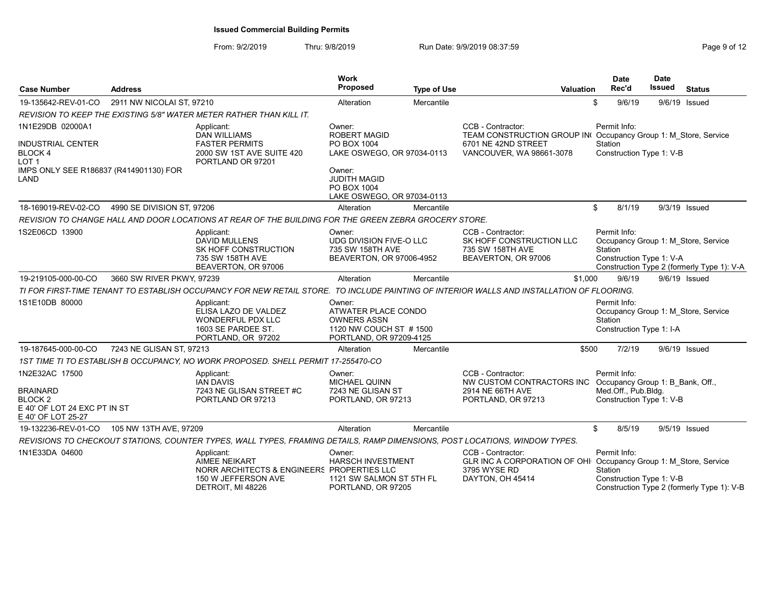# Issued Commercial Building Permits

From: 9/2/2019 Thru: 9/8/2019 Run Date: 9/9/2019 08:37:59

| Case Number | Address | Work Proposed | Type of Use | Valuation | Date Rec'd | Date Issued | Status |
|---|---|---|---|---|---|---|---|
| 19-135642-REV-01-CO | 2911 NW NICOLAI ST, 97210 | Alteration | Mercantile | $ | 9/6/19 | 9/6/19 | Issued |

*REVISION TO KEEP THE EXISTING 5/8" WATER METER RATHER THAN KILL IT.*

1N1E29DB 02000A1

INDUSTRIAL CENTER
BLOCK 4
LOT 1
IMPS ONLY SEE R186837 (R414901130) FOR LAND

Applicant:
DAN WILLIAMS
FASTER PERMITS
2000 SW 1ST AVE SUITE 420
PORTLAND OR 97201

Owner:
ROBERT MAGID
PO BOX 1004
LAKE OSWEGO, OR 97034-0113

Owner:
JUDITH MAGID
PO BOX 1004
LAKE OSWEGO, OR 97034-0113

CCB - Contractor:
TEAM CONSTRUCTION GROUP IN(
6701 NE 42ND STREET
VANCOUVER, WA 98661-3078

Permit Info:
Occupancy Group 1: M_Store, Service Station
Construction Type 1: V-B

| Case Number | Address | Work Proposed | Type of Use | Valuation | Date Rec'd | Date Issued | Status |
|---|---|---|---|---|---|---|---|
| 18-169019-REV-02-CO | 4990 SE DIVISION ST, 97206 | Alteration | Mercantile | $ | 8/1/19 | 9/3/19 | Issued |

*REVISION TO CHANGE HALL AND DOOR LOCATIONS AT REAR OF THE BUILDING FOR THE GREEN ZEBRA GROCERY STORE.*

1S2E06CD 13900

Applicant:
DAVID MULLENS
SK HOFF CONSTRUCTION
735 SW 158TH AVE
BEAVERTON, OR 97006

Owner:
UDG DIVISION FIVE-O LLC
735 SW 158TH AVE
BEAVERTON, OR 97006-4952

CCB - Contractor:
SK HOFF CONSTRUCTION LLC
735 SW 158TH AVE
BEAVERTON, OR 97006

Permit Info:
Occupancy Group 1: M_Store, Service Station
Construction Type 1: V-A
Construction Type 2 (formerly Type 1): V-A

| Case Number | Address | Work Proposed | Type of Use | Valuation | Date Rec'd | Date Issued | Status |
|---|---|---|---|---|---|---|---|
| 19-219105-000-00-CO | 3660 SW RIVER PKWY, 97239 | Alteration | Mercantile | $1,000 | 9/6/19 | 9/6/19 | Issued |

*TI FOR FIRST-TIME TENANT TO ESTABLISH OCCUPANCY FOR NEW RETAIL STORE. TO INCLUDE PAINTING OF INTERIOR WALLS AND INSTALLATION OF FLOORING.*

1S1E10DB 80000

Applicant:
ELISA LAZO DE VALDEZ
WONDERFUL PDX LLC
1603 SE PARDEE ST.
PORTLAND, OR 97202

Owner:
ATWATER PLACE CONDO OWNERS ASSN
1120 NW COUCH ST # 1500
PORTLAND, OR 97209-4125

Permit Info:
Occupancy Group 1: M_Store, Service Station
Construction Type 1: I-A

| Case Number | Address | Work Proposed | Type of Use | Valuation | Date Rec'd | Date Issued | Status |
|---|---|---|---|---|---|---|---|
| 19-187645-000-00-CO | 7243 NE GLISAN ST, 97213 | Alteration | Mercantile | $500 | 7/2/19 | 9/6/19 | Issued |

*1ST TIME TI TO ESTABLISH B OCCUPANCY, NO WORK PROPOSED. SHELL PERMIT 17-255470-CO*

1N2E32AC 17500

BRAINARD
BLOCK 2
E 40' OF LOT 24 EXC PT IN ST
E 40' OF LOT 25-27

Applicant:
IAN DAVIS
7243 NE GLISAN STREET #C
PORTLAND OR 97213

Owner:
MICHAEL QUINN
7243 NE GLISAN ST
PORTLAND, OR 97213

CCB - Contractor:
NW CUSTOM CONTRACTORS INC
2914 NE 66TH AVE
PORTLAND, OR 97213

Permit Info:
Occupancy Group 1: B_Bank, Off., Med.Off., Pub.Bldg.
Construction Type 1: V-B

| Case Number | Address | Work Proposed | Type of Use | Valuation | Date Rec'd | Date Issued | Status |
|---|---|---|---|---|---|---|---|
| 19-132236-REV-01-CO | 105 NW 13TH AVE, 97209 | Alteration | Mercantile | $ | 8/5/19 | 9/5/19 | Issued |

*REVISIONS TO CHECKOUT STATIONS, COUNTER TYPES, WALL TYPES, FRAMING DETAILS, RAMP DIMENSIONS, POST LOCATIONS, WINDOW TYPES.*

1N1E33DA 04600

Applicant:
AIMEE NEIKART
NORR ARCHITECTS & ENGINEERS
150 W JEFFERSON AVE
DETROIT, MI 48226

Owner:
HARSCH INVESTMENT PROPERTIES LLC
1121 SW SALMON ST 5TH FL
PORTLAND, OR 97205

CCB - Contractor:
GLR INC A CORPORATION OF OHI
3795 WYSE RD
DAYTON, OH 45414

Permit Info:
Occupancy Group 1: M_Store, Service Station
Construction Type 1: V-B
Construction Type 2 (formerly Type 1): V-B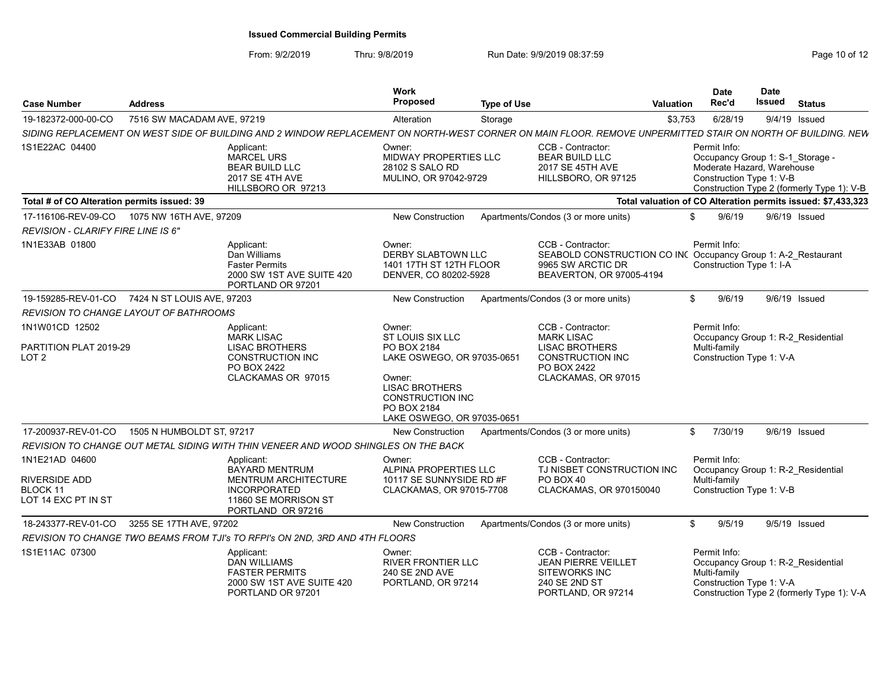# Issued Commercial Building Permits

From: 9/2/2019 Thru: 9/8/2019 Run Date: 9/9/2019 08:37:59

| Case Number | Address | Work Proposed | Type of Use | Valuation | Date Rec'd | Date Issued | Status |
|---|---|---|---|---|---|---|---|
| 19-182372-000-00-CO | 7516 SW MACADAM AVE, 97219 | Alteration | Storage | $3,753 | 6/28/19 | 9/4/19 | Issued |

*SIDING REPLACEMENT ON WEST SIDE OF BUILDING AND 2 WINDOW REPLACEMENT ON NORTH-WEST CORNER ON MAIN FLOOR. REMOVE UNPERMITTED STAIR ON NORTH OF BUILDING. NEW*

1S1E22AC 04400

Applicant: MARCEL URS, BEAR BUILD LLC, 2017 SE 4TH AVE, HILLSBORO OR 97213

Owner: MIDWAY PROPERTIES LLC, 28102 S SALO RD, MULINO, OR 97042-9729

CCB - Contractor: BEAR BUILD LLC, 2017 SE 45TH AVE, HILLSBORO, OR 97125

Permit Info: Occupancy Group 1: S-1_Storage - Moderate Hazard, Warehouse; Construction Type 1: V-B; Construction Type 2 (formerly Type 1): V-B

**Total # of CO Alteration permits issued: 39**

**Total valuation of CO Alteration permits issued: $7,433,323**

| Case Number | Address | Work Proposed | Type of Use | Valuation | Date Rec'd | Date Issued | Status |
|---|---|---|---|---|---|---|---|
| 17-116106-REV-09-CO | 1075 NW 16TH AVE, 97209 | New Construction | Apartments/Condos (3 or more units) | $ | 9/6/19 | 9/6/19 | Issued |

*REVISION - CLARIFY FIRE LINE IS 6"*

1N1E33AB 01800

Applicant: Dan Williams, Faster Permits, 2000 SW 1ST AVE SUITE 420, PORTLAND OR 97201

Owner: DERBY SLABTOWN LLC, 1401 17TH ST 12TH FLOOR, DENVER, CO 80202-5928

CCB - Contractor: SEABOLD CONSTRUCTION CO INC, 9965 SW ARCTIC DR, BEAVERTON, OR 97005-4194

Permit Info: Occupancy Group 1: A-2_Restaurant; Construction Type 1: I-A

| Case Number | Address | Work Proposed | Type of Use | Valuation | Date Rec'd | Date Issued | Status |
|---|---|---|---|---|---|---|---|
| 19-159285-REV-01-CO | 7424 N ST LOUIS AVE, 97203 | New Construction | Apartments/Condos (3 or more units) | $ | 9/6/19 | 9/6/19 | Issued |

*REVISION TO CHANGE LAYOUT OF BATHROOMS*

1N1W01CD 12502

PARTITION PLAT 2019-29
LOT 2

Applicant: MARK LISAC, LISAC BROTHERS CONSTRUCTION INC, PO BOX 2422, CLACKAMAS OR 97015

Owner: ST LOUIS SIX LLC, PO BOX 2184, LAKE OSWEGO, OR 97035-0651

Owner: LISAC BROTHERS CONSTRUCTION INC, PO BOX 2184, LAKE OSWEGO, OR 97035-0651

CCB - Contractor: MARK LISAC, LISAC BROTHERS CONSTRUCTION INC, PO BOX 2422, CLACKAMAS, OR 97015

Permit Info: Occupancy Group 1: R-2_Residential Multi-family; Construction Type 1: V-A

| Case Number | Address | Work Proposed | Type of Use | Valuation | Date Rec'd | Date Issued | Status |
|---|---|---|---|---|---|---|---|
| 17-200937-REV-01-CO | 1505 N HUMBOLDT ST, 97217 | New Construction | Apartments/Condos (3 or more units) | $ | 7/30/19 | 9/6/19 | Issued |

*REVISION TO CHANGE OUT METAL SIDING WITH THIN VENEER AND WOOD SHINGLES ON THE BACK*

1N1E21AD 04600

RIVERSIDE ADD
BLOCK 11
LOT 14 EXC PT IN ST

Applicant: BAYARD MENTRUM, MENTRUM ARCHITECTURE INCORPORATED, 11860 SE MORRISON ST, PORTLAND OR 97216

Owner: ALPINA PROPERTIES LLC, 10117 SE SUNNYSIDE RD #F, CLACKAMAS, OR 97015-7708

CCB - Contractor: TJ NISBET CONSTRUCTION INC, PO BOX 40, CLACKAMAS, OR 970150040

Permit Info: Occupancy Group 1: R-2_Residential Multi-family; Construction Type 1: V-B

| Case Number | Address | Work Proposed | Type of Use | Valuation | Date Rec'd | Date Issued | Status |
|---|---|---|---|---|---|---|---|
| 18-243377-REV-01-CO | 3255 SE 17TH AVE, 97202 | New Construction | Apartments/Condos (3 or more units) | $ | 9/5/19 | 9/5/19 | Issued |

*REVISION TO CHANGE TWO BEAMS FROM TJI's TO RFPI's ON 2ND, 3RD AND 4TH FLOORS*

1S1E11AC 07300

Applicant: DAN WILLIAMS, FASTER PERMITS, 2000 SW 1ST AVE SUITE 420, PORTLAND OR 97201

Owner: RIVER FRONTIER LLC, 240 SE 2ND AVE, PORTLAND, OR 97214

CCB - Contractor: JEAN PIERRE VEILLET, SITEWORKS INC, 240 SE 2ND ST, PORTLAND, OR 97214

Permit Info: Occupancy Group 1: R-2_Residential Multi-family; Construction Type 1: V-A; Construction Type 2 (formerly Type 1): V-A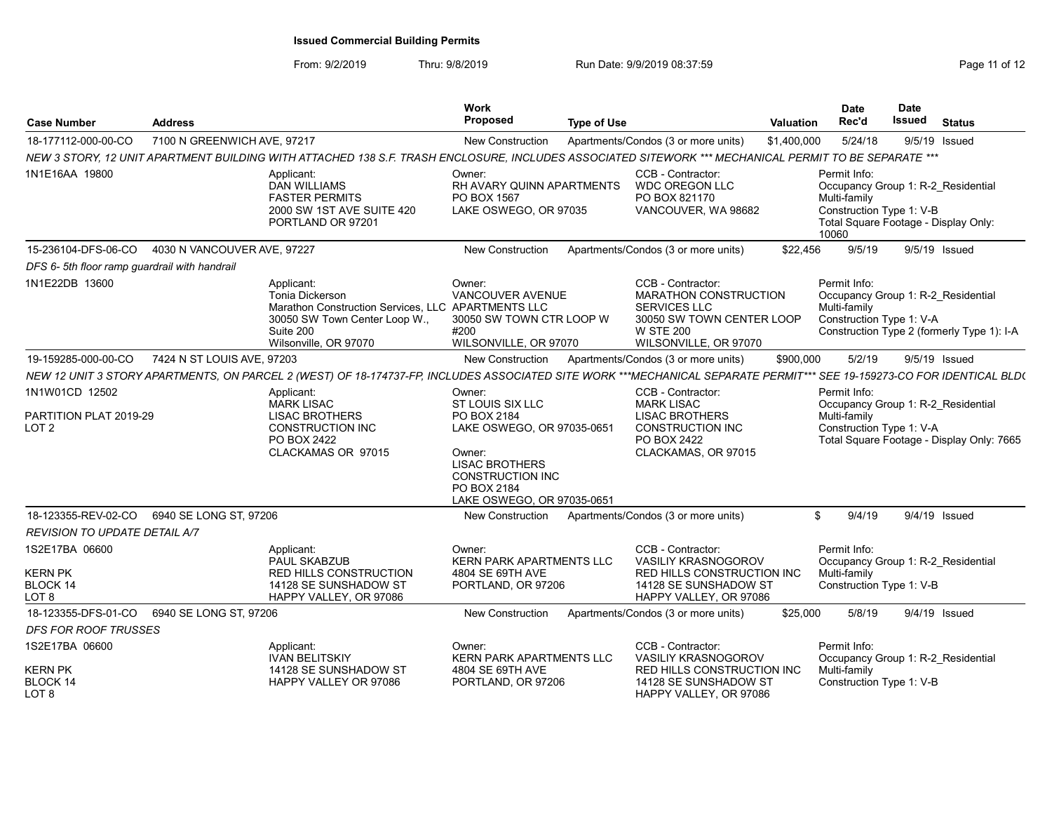**Issued Commercial Building Permits**

From: 9/2/2019 Thru: 9/8/2019 Run Date: 9/9/2019 08:37:59

| Case Number | Address | Work Proposed | Type of Use | Valuation | Date Rec'd | Date Issued | Status |
|---|---|---|---|---|---|---|---|
| 18-177112-000-00-CO | 7100 N GREENWICH AVE, 97217 | New Construction | Apartments/Condos (3 or more units) | $1,400,000 | 5/24/18 | 9/5/19 | Issued |

*NEW 3 STORY, 12 UNIT APARTMENT BUILDING WITH ATTACHED 138 S.F. TRASH ENCLOSURE, INCLUDES ASSOCIATED SITEWORK *** MECHANICAL PERMIT TO BE SEPARATE ****

1N1E16AA 19800

Applicant: DAN WILLIAMS, FASTER PERMITS, 2000 SW 1ST AVE SUITE 420, PORTLAND OR 97201

Owner: RH AVARY QUINN APARTMENTS, PO BOX 1567, LAKE OSWEGO, OR 97035

CCB - Contractor: WDC OREGON LLC, PO BOX 821170, VANCOUVER, WA 98682

Permit Info: Occupancy Group 1: R-2_Residential Multi-family; Construction Type 1: V-B; Total Square Footage - Display Only: 10060

---

| Case Number | Address | Work Proposed | Type of Use | Valuation | Date Rec'd | Date Issued | Status |
|---|---|---|---|---|---|---|---|
| 15-236104-DFS-06-CO | 4030 N VANCOUVER AVE, 97227 | New Construction | Apartments/Condos (3 or more units) | $22,456 | 9/5/19 | 9/5/19 | Issued |

*DFS 6- 5th floor ramp guardrail with handrail*

1N1E22DB 13600

Applicant: Tonia Dickerson, Marathon Construction Services, LLC, 30050 SW Town Center Loop W., Suite 200, Wilsonville, OR 97070

Owner: VANCOUVER AVENUE APARTMENTS LLC, 30050 SW TOWN CTR LOOP W #200, WILSONVILLE, OR 97070

CCB - Contractor: MARATHON CONSTRUCTION SERVICES LLC, 30050 SW TOWN CENTER LOOP W STE 200, WILSONVILLE, OR 97070

Permit Info: Occupancy Group 1: R-2_Residential Multi-family; Construction Type 1: V-A; Construction Type 2 (formerly Type 1): I-A

---

| Case Number | Address | Work Proposed | Type of Use | Valuation | Date Rec'd | Date Issued | Status |
|---|---|---|---|---|---|---|---|
| 19-159285-000-00-CO | 7424 N ST LOUIS AVE, 97203 | New Construction | Apartments/Condos (3 or more units) | $900,000 | 5/2/19 | 9/5/19 | Issued |

*NEW 12 UNIT 3 STORY APARTMENTS, ON PARCEL 2 (WEST) OF 18-174737-FP, INCLUDES ASSOCIATED SITE WORK ***MECHANICAL SEPARATE PERMIT*** SEE 19-159273-CO FOR IDENTICAL BLD(*

1N1W01CD 12502
PARTITION PLAT 2019-29
LOT 2

Applicant: MARK LISAC, LISAC BROTHERS CONSTRUCTION INC, PO BOX 2422, CLACKAMAS OR 97015

Owner: ST LOUIS SIX LLC, PO BOX 2184, LAKE OSWEGO, OR 97035-0651

Owner: LISAC BROTHERS CONSTRUCTION INC, PO BOX 2184, LAKE OSWEGO, OR 97035-0651

CCB - Contractor: MARK LISAC, LISAC BROTHERS CONSTRUCTION INC, PO BOX 2422, CLACKAMAS, OR 97015

Permit Info: Occupancy Group 1: R-2_Residential Multi-family; Construction Type 1: V-A; Total Square Footage - Display Only: 7665

---

| Case Number | Address | Work Proposed | Type of Use | Valuation | Date Rec'd | Date Issued | Status |
|---|---|---|---|---|---|---|---|
| 18-123355-REV-02-CO | 6940 SE LONG ST, 97206 | New Construction | Apartments/Condos (3 or more units) | $ | 9/4/19 | 9/4/19 | Issued |

*REVISION TO UPDATE DETAIL A/7*

1S2E17BA 06600
KERN PK
BLOCK 14
LOT 8

Applicant: PAUL SKABZUB, RED HILLS CONSTRUCTION, 14128 SE SUNSHADOW ST, HAPPY VALLEY, OR 97086

Owner: KERN PARK APARTMENTS LLC, 4804 SE 69TH AVE, PORTLAND, OR 97206

CCB - Contractor: VASILIY KRASNOGOROV, RED HILLS CONSTRUCTION INC, 14128 SE SUNSHADOW ST, HAPPY VALLEY, OR 97086

Permit Info: Occupancy Group 1: R-2_Residential Multi-family; Construction Type 1: V-B

---

| Case Number | Address | Work Proposed | Type of Use | Valuation | Date Rec'd | Date Issued | Status |
|---|---|---|---|---|---|---|---|
| 18-123355-DFS-01-CO | 6940 SE LONG ST, 97206 | New Construction | Apartments/Condos (3 or more units) | $25,000 | 5/8/19 | 9/4/19 | Issued |

*DFS FOR ROOF TRUSSES*

1S2E17BA 06600
KERN PK
BLOCK 14
LOT 8

Applicant: IVAN BELITSKIY, 14128 SE SUNSHADOW ST, HAPPY VALLEY OR 97086

Owner: KERN PARK APARTMENTS LLC, 4804 SE 69TH AVE, PORTLAND, OR 97206

CCB - Contractor: VASILIY KRASNOGOROV, RED HILLS CONSTRUCTION INC, 14128 SE SUNSHADOW ST, HAPPY VALLEY, OR 97086

Permit Info: Occupancy Group 1: R-2_Residential Multi-family; Construction Type 1: V-B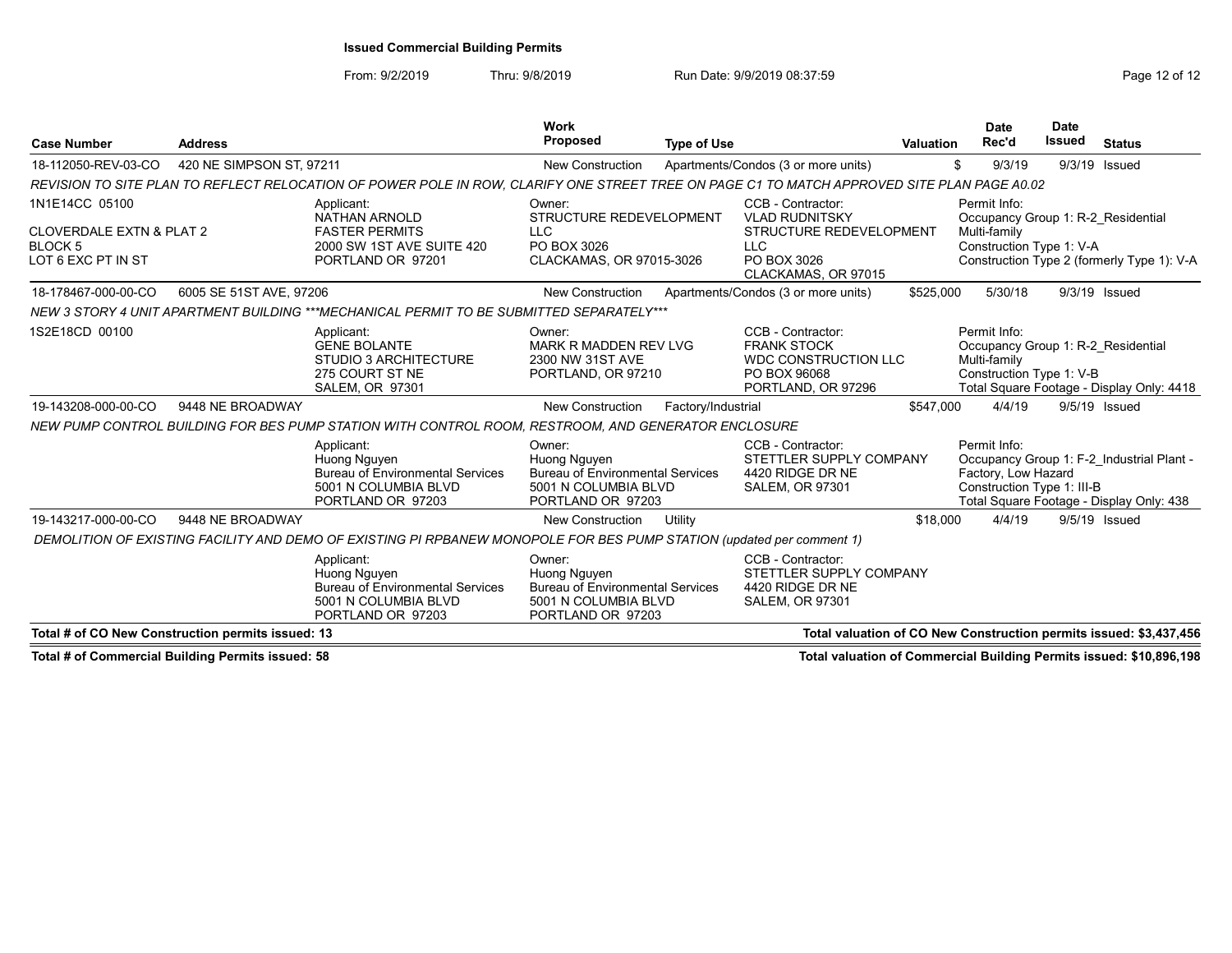# Issued Commercial Building Permits

From: 9/2/2019 Thru: 9/8/2019 Run Date: 9/9/2019 08:37:59

| Case Number | Address | Work Proposed | Type of Use | Valuation | Date Rec'd | Date Issued | Status |
|---|---|---|---|---|---|---|---|
| 18-112050-REV-03-CO | 420 NE SIMPSON ST, 97211 | New Construction | Apartments/Condos (3 or more units) | $ | 9/3/19 | 9/3/19 | Issued |

*REVISION TO SITE PLAN TO REFLECT RELOCATION OF POWER POLE IN ROW, CLARIFY ONE STREET TREE ON PAGE C1 TO MATCH APPROVED SITE PLAN PAGE A0.02*

1N1E14CC 05100
CLOVERDALE EXTN & PLAT 2
BLOCK 5
LOT 6 EXC PT IN ST

Applicant: NATHAN ARNOLD, FASTER PERMITS, 2000 SW 1ST AVE SUITE 420, PORTLAND OR 97201

Owner: STRUCTURE REDEVELOPMENT LLC, PO BOX 3026, CLACKAMAS, OR 97015-3026

CCB - Contractor: VLAD RUDNITSKY, STRUCTURE REDEVELOPMENT LLC, PO BOX 3026, CLACKAMAS, OR 97015

Permit Info: Occupancy Group 1: R-2_Residential Multi-family; Construction Type 1: V-A; Construction Type 2 (formerly Type 1): V-A

| Case Number | Address | Work Proposed | Type of Use | Valuation | Date Rec'd | Date Issued | Status |
|---|---|---|---|---|---|---|---|
| 18-178467-000-00-CO | 6005 SE 51ST AVE, 97206 | New Construction | Apartments/Condos (3 or more units) | $525,000 | 5/30/18 | 9/3/19 | Issued |

*NEW 3 STORY 4 UNIT APARTMENT BUILDING ***MECHANICAL PERMIT TO BE SUBMITTED SEPARATELY****

1S2E18CD 00100

Applicant: GENE BOLANTE, STUDIO 3 ARCHITECTURE, 275 COURT ST NE, SALEM, OR 97301

Owner: MARK R MADDEN REV LVG, 2300 NW 31ST AVE, PORTLAND, OR 97210

CCB - Contractor: FRANK STOCK, WDC CONSTRUCTION LLC, PO BOX 96068, PORTLAND, OR 97296

Permit Info: Occupancy Group 1: R-2_Residential Multi-family; Construction Type 1: V-B; Total Square Footage - Display Only: 4418

| Case Number | Address | Work Proposed | Type of Use | Valuation | Date Rec'd | Date Issued | Status |
|---|---|---|---|---|---|---|---|
| 19-143208-000-00-CO | 9448 NE BROADWAY | New Construction | Factory/Industrial | $547,000 | 4/4/19 | 9/5/19 | Issued |

*NEW PUMP CONTROL BUILDING FOR BES PUMP STATION WITH CONTROL ROOM, RESTROOM, AND GENERATOR ENCLOSURE*

Applicant: Huong Nguyen, Bureau of Environmental Services, 5001 N COLUMBIA BLVD, PORTLAND OR 97203

Owner: Huong Nguyen, Bureau of Environmental Services, 5001 N COLUMBIA BLVD, PORTLAND OR 97203

CCB - Contractor: STETTLER SUPPLY COMPANY, 4420 RIDGE DR NE, SALEM, OR 97301

Permit Info: Occupancy Group 1: F-2_Industrial Plant - Factory, Low Hazard; Construction Type 1: III-B; Total Square Footage - Display Only: 438

| Case Number | Address | Work Proposed | Type of Use | Valuation | Date Rec'd | Date Issued | Status |
|---|---|---|---|---|---|---|---|
| 19-143217-000-00-CO | 9448 NE BROADWAY | New Construction | Utility | $18,000 | 4/4/19 | 9/5/19 | Issued |

*DEMOLITION OF EXISTING FACILITY AND DEMO OF EXISTING PI RPBANEW MONOPOLE FOR BES PUMP STATION (updated per comment 1)*

Applicant: Huong Nguyen, Bureau of Environmental Services, 5001 N COLUMBIA BLVD, PORTLAND OR 97203

Owner: Huong Nguyen, Bureau of Environmental Services, 5001 N COLUMBIA BLVD, PORTLAND OR 97203

CCB - Contractor: STETTLER SUPPLY COMPANY, 4420 RIDGE DR NE, SALEM, OR 97301

**Total # of CO New Construction permits issued: 13** — **Total valuation of CO New Construction permits issued: $3,437,456**

**Total # of Commercial Building Permits issued: 58** — **Total valuation of Commercial Building Permits issued: $10,896,198**